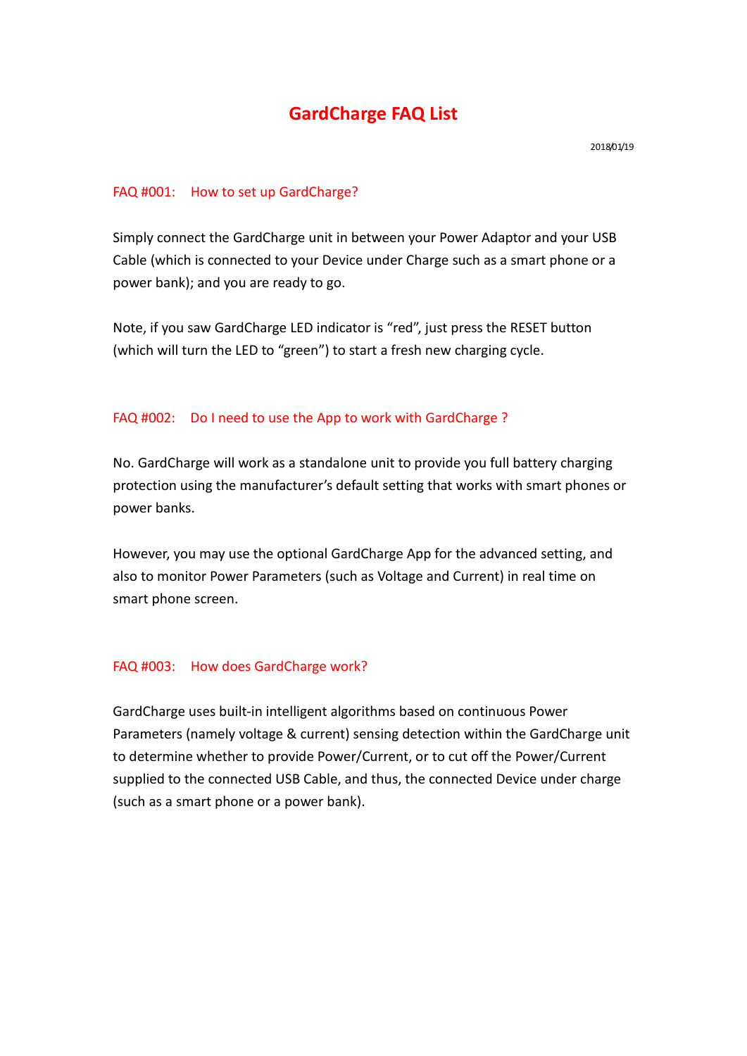# GardCharge FAQ List

2018/01/19

## FAQ #001: How to set up GardCharge?

Simply connect the GardCharge unit in between your Power Adaptor and your USB Cable (which is connected to your Device under Charge such as a smart phone or a power bank); and you are ready to go.

Note, if you saw GardCharge LED indicator is “red”, just press the RESET button (which will turn the LED to “green”) to start a fresh new charging cycle.

## FAQ #002: Do I need to use the App to work with GardCharge ?

No. GardCharge will work as a standalone unit to provide you full battery charging protection using the manufacturer’s default setting that works with smart phones or power banks.

However, you may use the optional GardCharge App for the advanced setting, and also to monitor Power Parameters (such as Voltage and Current) in real time on smart phone screen.

## FAQ #003: How does GardCharge work?

GardCharge uses built-in intelligent algorithms based on continuous Power Parameters (namely voltage & current) sensing detection within the GardCharge unit to determine whether to provide Power/Current, or to cut off the Power/Current supplied to the connected USB Cable, and thus, the connected Device under charge (such as a smart phone or a power bank).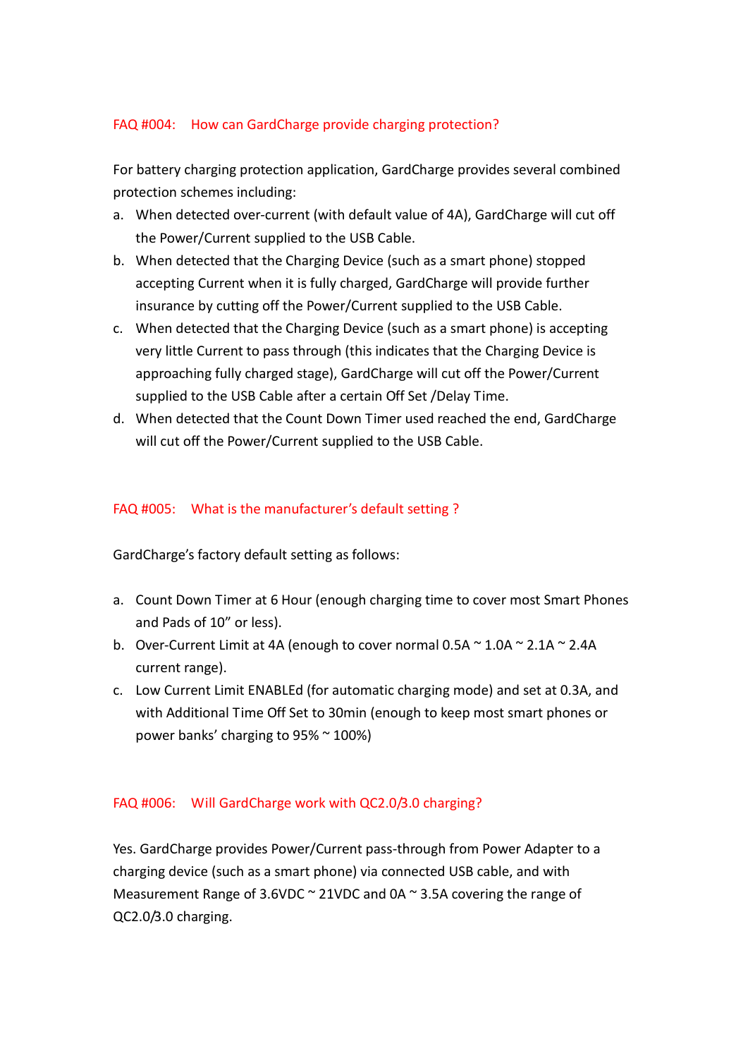## FAQ #004: How can GardCharge provide charging protection?

For battery charging protection application, GardCharge provides several combined protection schemes including:

a. When detected over-current (with default value of 4A), GardCharge will cut off the Power/Current supplied to the USB Cable.
b. When detected that the Charging Device (such as a smart phone) stopped accepting Current when it is fully charged, GardCharge will provide further insurance by cutting off the Power/Current supplied to the USB Cable.
c. When detected that the Charging Device (such as a smart phone) is accepting very little Current to pass through (this indicates that the Charging Device is approaching fully charged stage), GardCharge will cut off the Power/Current supplied to the USB Cable after a certain Off Set /Delay Time.
d. When detected that the Count Down Timer used reached the end, GardCharge will cut off the Power/Current supplied to the USB Cable.

## FAQ #005: What is the manufacturer's default setting ?

GardCharge's factory default setting as follows:

a. Count Down Timer at 6 Hour (enough charging time to cover most Smart Phones and Pads of 10" or less).
b. Over-Current Limit at 4A (enough to cover normal 0.5A ~ 1.0A ~ 2.1A ~ 2.4A current range).
c. Low Current Limit ENABLEd (for automatic charging mode) and set at 0.3A, and with Additional Time Off Set to 30min (enough to keep most smart phones or power banks' charging to 95% ~ 100%)

## FAQ #006: Will GardCharge work with QC2.0/3.0 charging?

Yes. GardCharge provides Power/Current pass-through from Power Adapter to a charging device (such as a smart phone) via connected USB cable, and with Measurement Range of 3.6VDC ~ 21VDC and 0A ~ 3.5A covering the range of QC2.0/3.0 charging.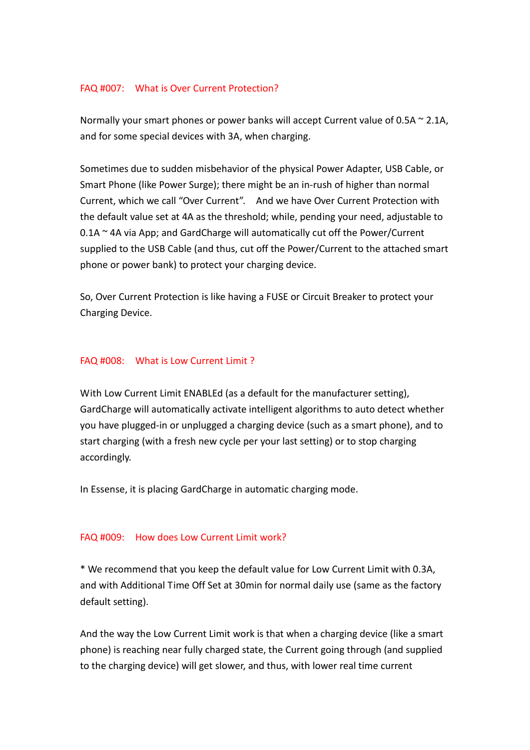## FAQ #007: What is Over Current Protection?

Normally your smart phones or power banks will accept Current value of 0.5A ~ 2.1A, and for some special devices with 3A, when charging.

Sometimes due to sudden misbehavior of the physical Power Adapter, USB Cable, or Smart Phone (like Power Surge); there might be an in-rush of higher than normal Current, which we call "Over Current". And we have Over Current Protection with the default value set at 4A as the threshold; while, pending your need, adjustable to 0.1A ~ 4A via App; and GardCharge will automatically cut off the Power/Current supplied to the USB Cable (and thus, cut off the Power/Current to the attached smart phone or power bank) to protect your charging device.

So, Over Current Protection is like having a FUSE or Circuit Breaker to protect your Charging Device.

## FAQ #008: What is Low Current Limit ?

With Low Current Limit ENABLEd (as a default for the manufacturer setting), GardCharge will automatically activate intelligent algorithms to auto detect whether you have plugged-in or unplugged a charging device (such as a smart phone), and to start charging (with a fresh new cycle per your last setting) or to stop charging accordingly.

In Essense, it is placing GardCharge in automatic charging mode.

## FAQ #009: How does Low Current Limit work?

* We recommend that you keep the default value for Low Current Limit with 0.3A, and with Additional Time Off Set at 30min for normal daily use (same as the factory default setting).

And the way the Low Current Limit work is that when a charging device (like a smart phone) is reaching near fully charged state, the Current going through (and supplied to the charging device) will get slower, and thus, with lower real time current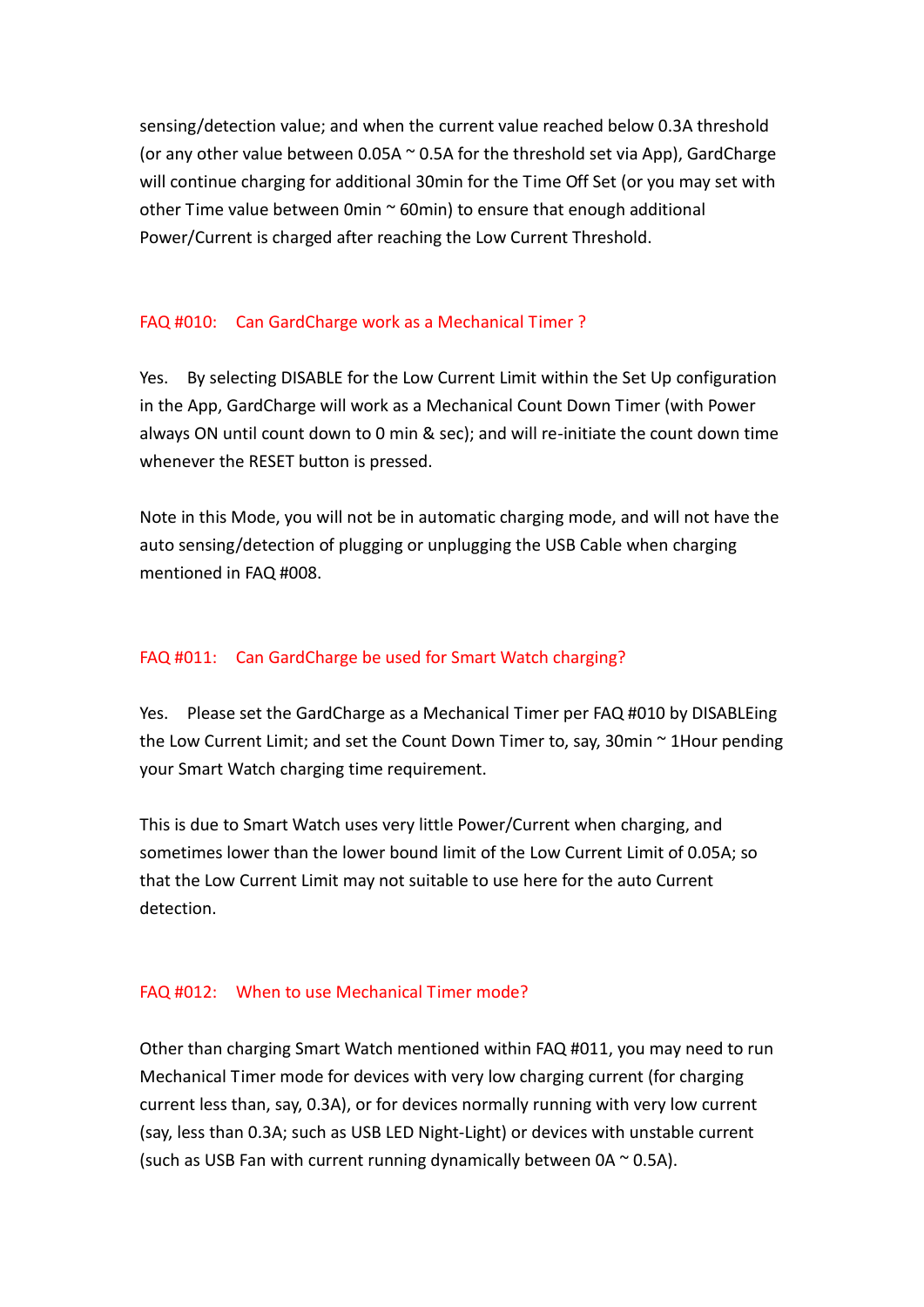sensing/detection value; and when the current value reached below 0.3A threshold (or any other value between 0.05A ~ 0.5A for the threshold set via App), GardCharge will continue charging for additional 30min for the Time Off Set (or you may set with other Time value between 0min ~ 60min) to ensure that enough additional Power/Current is charged after reaching the Low Current Threshold.

## FAQ #010: Can GardCharge work as a Mechanical Timer ?

Yes. By selecting DISABLE for the Low Current Limit within the Set Up configuration in the App, GardCharge will work as a Mechanical Count Down Timer (with Power always ON until count down to 0 min & sec); and will re-initiate the count down time whenever the RESET button is pressed.

Note in this Mode, you will not be in automatic charging mode, and will not have the auto sensing/detection of plugging or unplugging the USB Cable when charging mentioned in FAQ #008.

## FAQ #011: Can GardCharge be used for Smart Watch charging?

Yes. Please set the GardCharge as a Mechanical Timer per FAQ #010 by DISABLEing the Low Current Limit; and set the Count Down Timer to, say, 30min ~ 1Hour pending your Smart Watch charging time requirement.

This is due to Smart Watch uses very little Power/Current when charging, and sometimes lower than the lower bound limit of the Low Current Limit of 0.05A; so that the Low Current Limit may not suitable to use here for the auto Current detection.

## FAQ #012: When to use Mechanical Timer mode?

Other than charging Smart Watch mentioned within FAQ #011, you may need to run Mechanical Timer mode for devices with very low charging current (for charging current less than, say, 0.3A), or for devices normally running with very low current (say, less than 0.3A; such as USB LED Night-Light) or devices with unstable current (such as USB Fan with current running dynamically between 0A ~ 0.5A).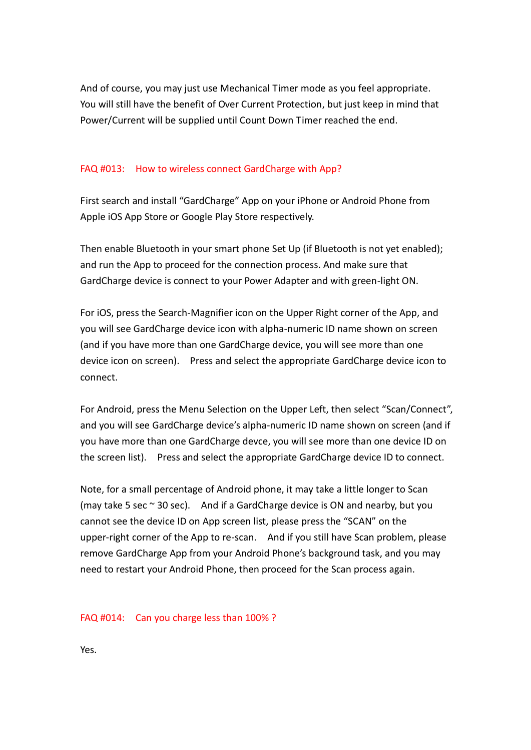And of course, you may just use Mechanical Timer mode as you feel appropriate. You will still have the benefit of Over Current Protection, but just keep in mind that Power/Current will be supplied until Count Down Timer reached the end.

### FAQ #013:    How to wireless connect GardCharge with App?

First search and install “GardCharge” App on your iPhone or Android Phone from Apple iOS App Store or Google Play Store respectively.

Then enable Bluetooth in your smart phone Set Up (if Bluetooth is not yet enabled); and run the App to proceed for the connection process. And make sure that GardCharge device is connect to your Power Adapter and with green-light ON.

For iOS, press the Search-Magnifier icon on the Upper Right corner of the App, and you will see GardCharge device icon with alpha-numeric ID name shown on screen (and if you have more than one GardCharge device, you will see more than one device icon on screen).    Press and select the appropriate GardCharge device icon to connect.

For Android, press the Menu Selection on the Upper Left, then select “Scan/Connect”, and you will see GardCharge device’s alpha-numeric ID name shown on screen (and if you have more than one GardCharge devce, you will see more than one device ID on the screen list).    Press and select the appropriate GardCharge device ID to connect.

Note, for a small percentage of Android phone, it may take a little longer to Scan (may take 5 sec ~ 30 sec).    And if a GardCharge device is ON and nearby, but you cannot see the device ID on App screen list, please press the “SCAN” on the upper-right corner of the App to re-scan.    And if you still have Scan problem, please remove GardCharge App from your Android Phone’s background task, and you may need to restart your Android Phone, then proceed for the Scan process again.

### FAQ #014:    Can you charge less than 100% ?

Yes.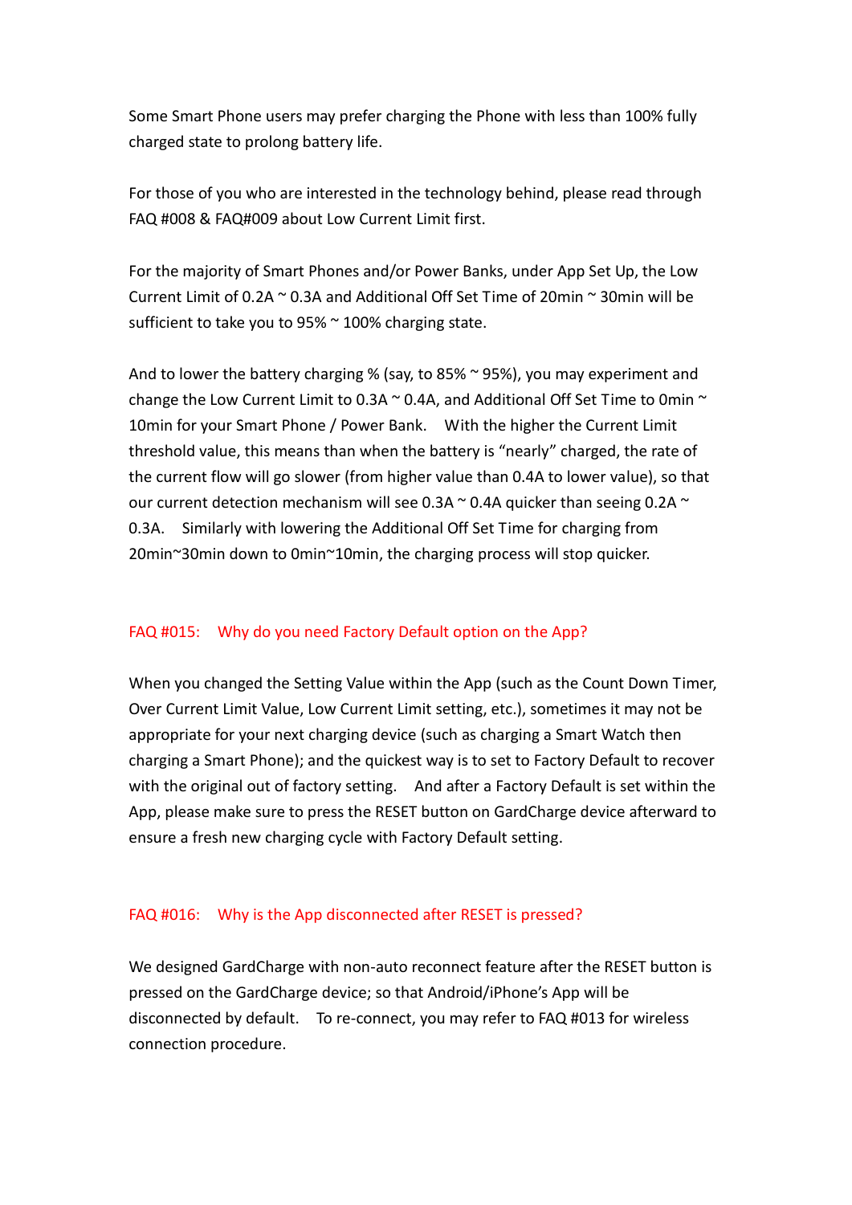Some Smart Phone users may prefer charging the Phone with less than 100% fully charged state to prolong battery life.

For those of you who are interested in the technology behind, please read through FAQ #008 & FAQ#009 about Low Current Limit first.

For the majority of Smart Phones and/or Power Banks, under App Set Up, the Low Current Limit of 0.2A ~ 0.3A and Additional Off Set Time of 20min ~ 30min will be sufficient to take you to 95% ~ 100% charging state.

And to lower the battery charging % (say, to 85% ~ 95%), you may experiment and change the Low Current Limit to 0.3A ~ 0.4A, and Additional Off Set Time to 0min ~ 10min for your Smart Phone / Power Bank. With the higher the Current Limit threshold value, this means than when the battery is "nearly" charged, the rate of the current flow will go slower (from higher value than 0.4A to lower value), so that our current detection mechanism will see 0.3A ~ 0.4A quicker than seeing 0.2A ~ 0.3A. Similarly with lowering the Additional Off Set Time for charging from 20min~30min down to 0min~10min, the charging process will stop quicker.

## FAQ #015: Why do you need Factory Default option on the App?

When you changed the Setting Value within the App (such as the Count Down Timer, Over Current Limit Value, Low Current Limit setting, etc.), sometimes it may not be appropriate for your next charging device (such as charging a Smart Watch then charging a Smart Phone); and the quickest way is to set to Factory Default to recover with the original out of factory setting. And after a Factory Default is set within the App, please make sure to press the RESET button on GardCharge device afterward to ensure a fresh new charging cycle with Factory Default setting.

## FAQ #016: Why is the App disconnected after RESET is pressed?

We designed GardCharge with non-auto reconnect feature after the RESET button is pressed on the GardCharge device; so that Android/iPhone's App will be disconnected by default. To re-connect, you may refer to FAQ #013 for wireless connection procedure.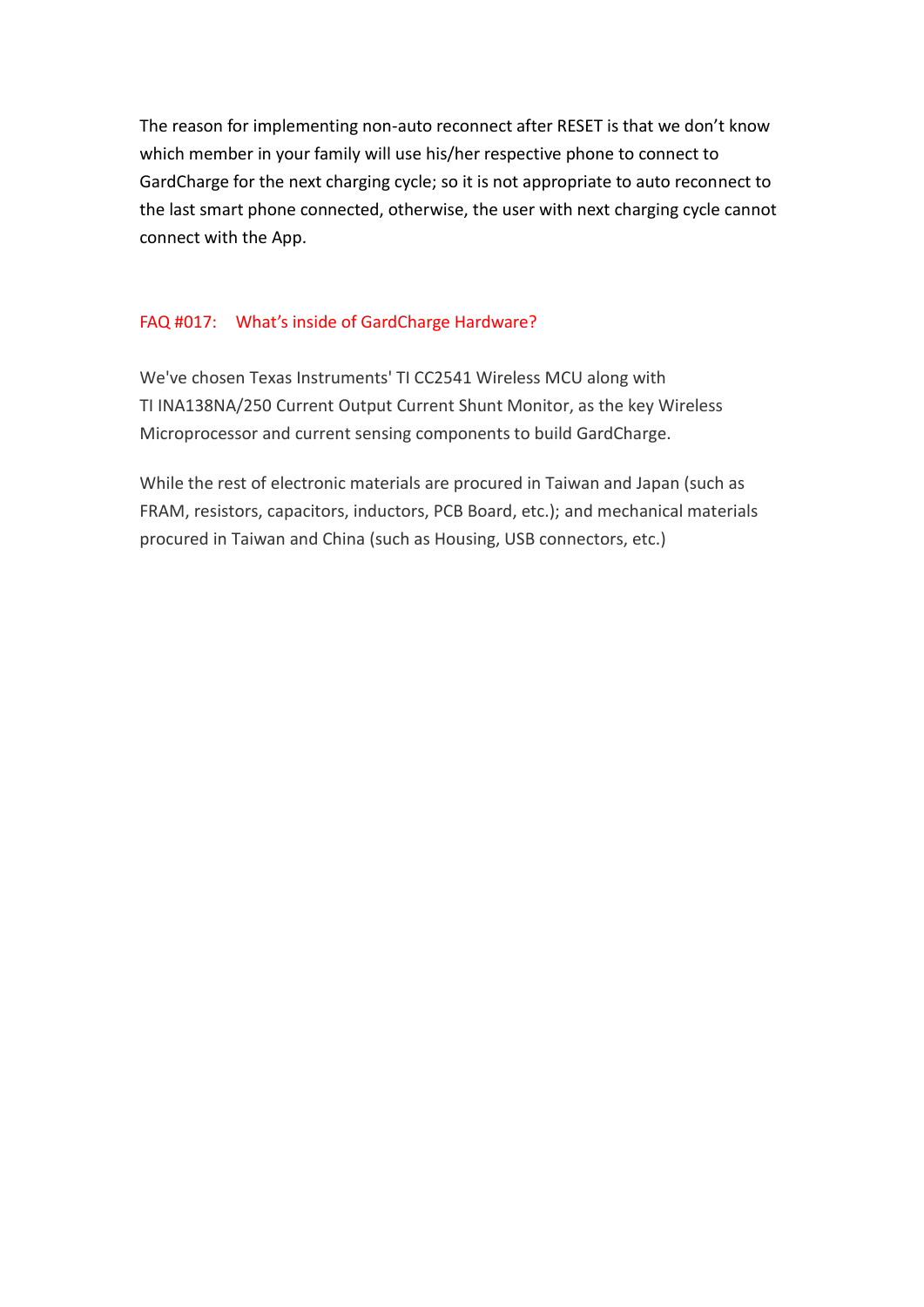The reason for implementing non-auto reconnect after RESET is that we don't know which member in your family will use his/her respective phone to connect to GardCharge for the next charging cycle; so it is not appropriate to auto reconnect to the last smart phone connected, otherwise, the user with next charging cycle cannot connect with the App.

## FAQ #017: What's inside of GardCharge Hardware?

We've chosen Texas Instruments' TI CC2541 Wireless MCU along with TI INA138NA/250 Current Output Current Shunt Monitor, as the key Wireless Microprocessor and current sensing components to build GardCharge.

While the rest of electronic materials are procured in Taiwan and Japan (such as FRAM, resistors, capacitors, inductors, PCB Board, etc.); and mechanical materials procured in Taiwan and China (such as Housing, USB connectors, etc.)